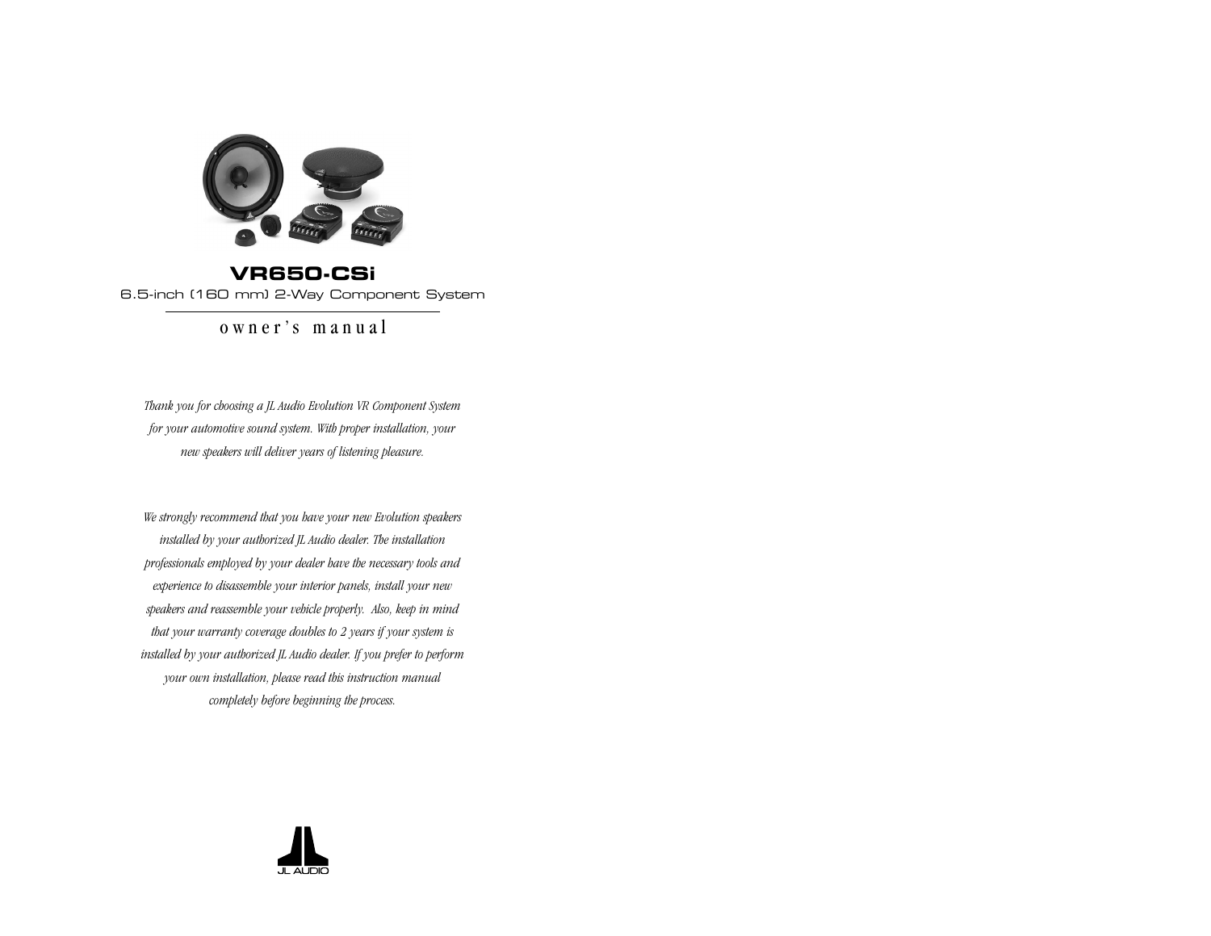# VR650-CSi

6.5-inch (160 mm) 2-Way Component System

## owner's manual

*Thank you for choosing a JL Audio Evolution VR Component System for your automotive sound system. With proper installation, your new speakers will deliver years of listening pleasure.*

*We strongly recommend that you have your new Evolution speakers installed by your authorized JL Audio dealer. The installation professionals employed by your dealer have the necessary tools and experience to disassemble your interior panels, install your new speakers and reassemble your vehicle properly. Also, keep in mind that your warranty coverage doubles to 2 years if your system is installed by your authorized JL Audio dealer. If you prefer to perform your own installation, please read this instruction manual completely before beginning the process.*

JL AUDIO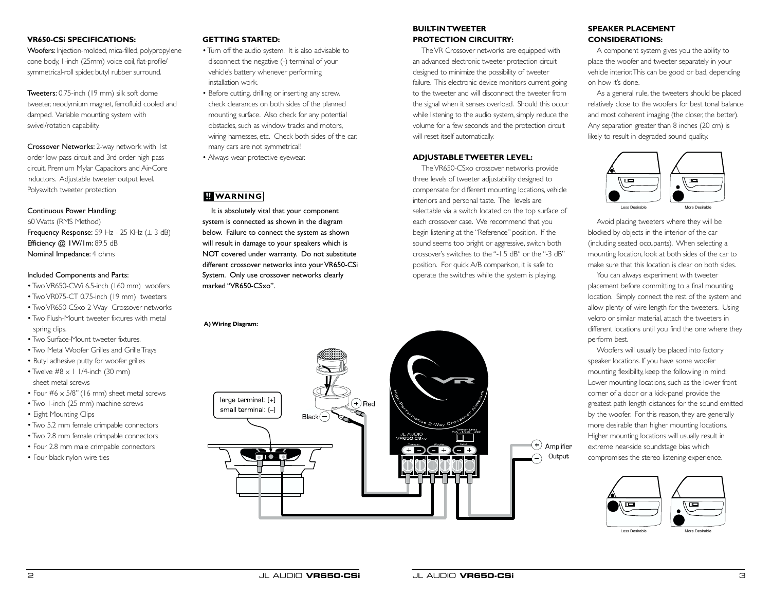## VR650-CSi SPECIFICATIONS:

**Woofers:** Injection-molded, mica-filled, polypropylene cone body, 1-inch (25mm) voice coil, flat-profile/symmetrical-roll spider, butyl rubber surround.

**Tweeters:** 0.75-inch (19 mm) silk soft dome tweeter, neodymium magnet, ferrofluid cooled and damped. Variable mounting system with swivel/rotation capability.

**Crossover Networks:** 2-way network with 1st order low-pass circuit and 3rd order high pass circuit. Premium Mylar Capacitors and Air-Core inductors. Adjustable tweeter output level. Polyswitch tweeter protection

**Continuous Power Handling:**
60 Watts (RMS Method)
**Frequency Response:** 59 Hz - 25 KHz (± 3 dB)
**Efficiency @ 1W/1m:** 89.5 dB
**Nominal Impedance:** 4 ohms

**Included Components and Parts:**

- Two VR650-CWi 6.5-inch (160 mm) woofers
- Two VR075-CT 0.75-inch (19 mm) tweeters
- Two VR650-CSxo 2-Way Crossover networks
- Two Flush-Mount tweeter fixtures with metal spring clips.
- Two Surface-Mount tweeter fixtures.
- Two Metal Woofer Grilles and Grille Trays
- Butyl adhesive putty for woofer grilles
- Twelve #8 x 1 1/4-inch (30 mm) sheet metal screws
- Four #6 x 5/8" (16 mm) sheet metal screws
- Two 1-inch (25 mm) machine screws
- Eight Mounting Clips
- Two 5.2 mm female crimpable connectors
- Two 2.8 mm female crimpable connectors
- Four 2.8 mm male crimpable connectors
- Four black nylon wire ties

## GETTING STARTED:

- Turn off the audio system. It is also advisable to disconnect the negative (-) terminal of your vehicle's battery whenever performing installation work.
- Before cutting, drilling or inserting any screw, check clearances on both sides of the planned mounting surface. Also check for any potential obstacles, such as window tracks and motors, wiring harnesses, etc. Check both sides of the car, many cars are not symmetrical!
- Always wear protective eyewear.

## !! WARNING

**It is absolutely vital that your component system is connected as shown in the diagram below. Failure to connect the system as shown will result in damage to your speakers which is NOT covered under warranty. Do not substitute different crossover networks into your VR650-CSi System. Only use crossover networks clearly marked "VR650-CSxo".**

**A) Wiring Diagram:**

large terminal: (+)
small terminal: (–)

Red (+)
Black (–)

Amplifier Output (+) (–)

## BUILT-IN TWEETER PROTECTION CIRCUITRY:

The VR Crossover networks are equipped with an advanced electronic tweeter protection circuit designed to minimize the possibility of tweeter failure. This electronic device monitors current going to the tweeter and will disconnect the tweeter from the signal when it senses overload. Should this occur while listening to the audio system, simply reduce the volume for a few seconds and the protection circuit will reset itself automatically.

## ADJUSTABLE TWEETER LEVEL:

The VR650-CSxo crossover networks provide three levels of tweeter adjustability designed to compensate for different mounting locations, vehicle interiors and personal taste. The levels are selectable via a switch located on the top surface of each crossover case. We recommend that you begin listening at the "Reference" position. If the sound seems too bright or aggressive, switch both crossover's switches to the "-1.5 dB" or the "-3 dB" position. For quick A/B comparison, it is safe to operate the switches while the system is playing.

## SPEAKER PLACEMENT CONSIDERATIONS:

A component system gives you the ability to place the woofer and tweeter separately in your vehicle interior. This can be good or bad, depending on how it's done.

As a general rule, the tweeters should be placed relatively close to the woofers for best tonal balance and most coherent imaging (the closer, the better). Any separation greater than 8 inches (20 cm) is likely to result in degraded sound quality.

Less Desirable — More Desirable

Avoid placing tweeters where they will be blocked by objects in the interior of the car (including seated occupants). When selecting a mounting location, look at both sides of the car to make sure that this location is clear on both sides.

You can always experiment with tweeter placement before committing to a final mounting location. Simply connect the rest of the system and allow plenty of wire length for the tweeters. Using velcro or similar material, attach the tweeters in different locations until you find the one where they perform best.

Woofers will usually be placed into factory speaker locations. If you have some woofer mounting flexibility, keep the followiing in mind: Lower mounting locations, such as the lower front corner of a door or a kick-panel provide the greatest path length distances for the sound emitted by the woofer. For this reason, they are generally more desirable than higher mounting locations. Higher mounting locations will usually result in extreme near-side soundstage bias which compromises the stereo listening experience.

Less Desirable — More Desirable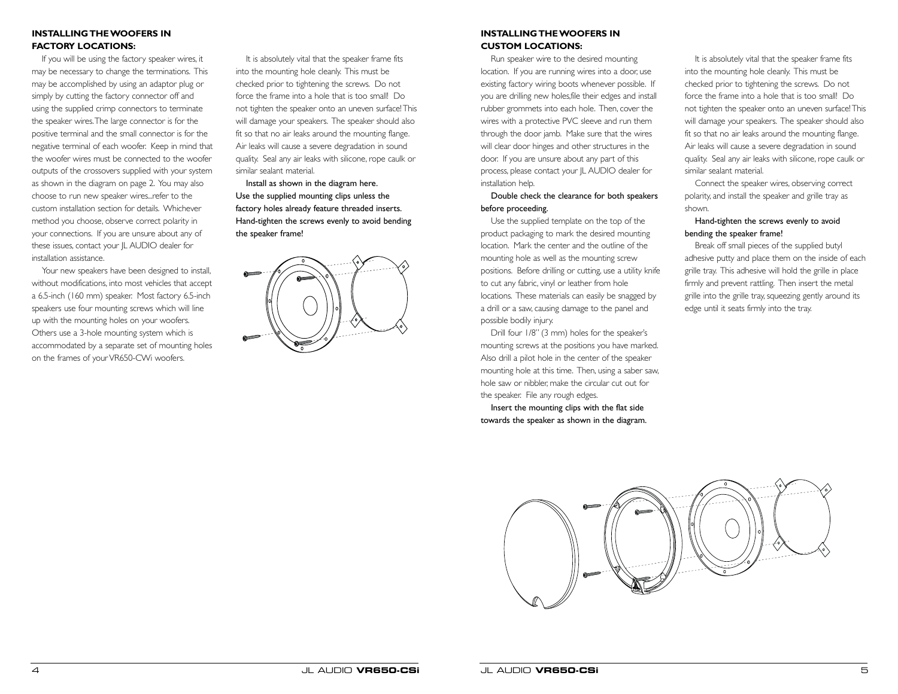## INSTALLING THE WOOFERS IN FACTORY LOCATIONS:

If you will be using the factory speaker wires, it may be necessary to change the terminations. This may be accomplished by using an adaptor plug or simply by cutting the factory connector off and using the supplied crimp connectors to terminate the speaker wires. The large connector is for the positive terminal and the small connector is for the negative terminal of each woofer. Keep in mind that the woofer wires must be connected to the woofer outputs of the crossovers supplied with your system as shown in the diagram on page 2. You may also choose to run new speaker wires...refer to the custom installation section for details. Whichever method you choose, observe correct polarity in your connections. If you are unsure about any of these issues, contact your JL AUDIO dealer for installation assistance.

Your new speakers have been designed to install, without modifications, into most vehicles that accept a 6.5-inch (160 mm) speaker. Most factory 6.5-inch speakers use four mounting screws which will line up with the mounting holes on your woofers. Others use a 3-hole mounting system which is accommodated by a separate set of mounting holes on the frames of your VR650-CWi woofers.

It is absolutely vital that the speaker frame fits into the mounting hole cleanly. This must be checked prior to tightening the screws. Do not force the frame into a hole that is too small! Do not tighten the speaker onto an uneven surface! This will damage your speakers. The speaker should also fit so that no air leaks around the mounting flange. Air leaks will cause a severe degradation in sound quality. Seal any air leaks with silicone, rope caulk or similar sealant material.

**Install as shown in the diagram here. Use the supplied mounting clips unless the factory holes already feature threaded inserts. Hand-tighten the screws evenly to avoid bending the speaker frame!**

## INSTALLING THE WOOFERS IN CUSTOM LOCATIONS:

Run speaker wire to the desired mounting location. If you are running wires into a door, use existing factory wiring boots whenever possible. If you are drilling new holes,file their edges and install rubber grommets into each hole. Then, cover the wires with a protective PVC sleeve and run them through the door jamb. Make sure that the wires will clear door hinges and other structures in the door. If you are unsure about any part of this process, please contact your JL AUDIO dealer for installation help.

**Double check the clearance for both speakers before proceeding.**

Use the supplied template on the top of the product packaging to mark the desired mounting location. Mark the center and the outline of the mounting hole as well as the mounting screw positions. Before drilling or cutting, use a utility knife to cut any fabric, vinyl or leather from hole locations. These materials can easily be snagged by a drill or a saw, causing damage to the panel and possible bodily injury.

Drill four 1/8" (3 mm) holes for the speaker's mounting screws at the positions you have marked. Also drill a pilot hole in the center of the speaker mounting hole at this time. Then, using a saber saw, hole saw or nibbler, make the circular cut out for the speaker. File any rough edges.

**Insert the mounting clips with the flat side towards the speaker as shown in the diagram.**

It is absolutely vital that the speaker frame fits into the mounting hole cleanly. This must be checked prior to tightening the screws. Do not force the frame into a hole that is too small! Do not tighten the speaker onto an uneven surface! This will damage your speakers. The speaker should also fit so that no air leaks around the mounting flange. Air leaks will cause a severe degradation in sound quality. Seal any air leaks with silicone, rope caulk or similar sealant material.

Connect the speaker wires, observing correct polarity, and install the speaker and grille tray as shown.

**Hand-tighten the screws evenly to avoid bending the speaker frame!**

Break off small pieces of the supplied butyl adhesive putty and place them on the inside of each grille tray. This adhesive will hold the grille in place firmly and prevent rattling. Then insert the metal grille into the grille tray, squeezing gently around its edge until it seats firmly into the tray.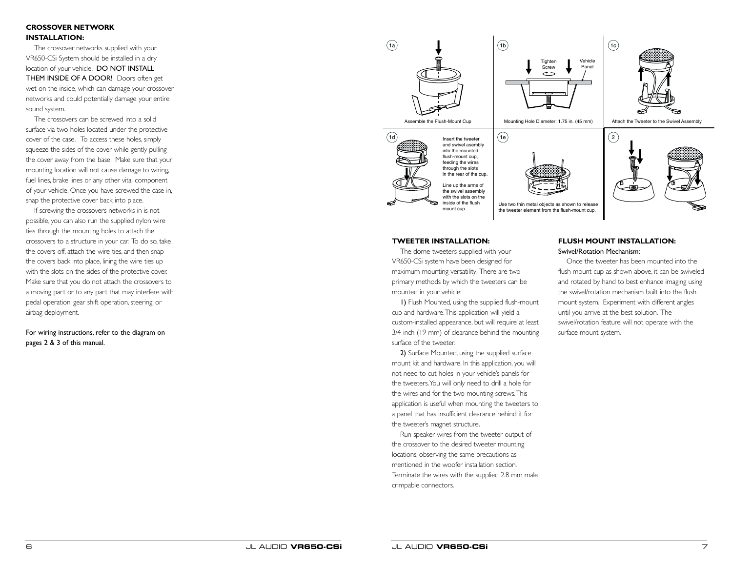## CROSSOVER NETWORK INSTALLATION:

The crossover networks supplied with your VR650-CSi System should be installed in a dry location of your vehicle. **DO NOT INSTALL THEM INSIDE OF A DOOR!** Doors often get wet on the inside, which can damage your crossover networks and could potentially damage your entire sound system.

The crossovers can be screwed into a solid surface via two holes located under the protective cover of the case. To access these holes, simply squeeze the sides of the cover while gently pulling the cover away from the base. Make sure that your mounting location will not cause damage to wiring, fuel lines, brake lines or any other vital component of your vehicle. Once you have screwed the case in, snap the protective cover back into place.

If screwing the crossovers networks in is not possible, you can also run the supplied nylon wire ties through the mounting holes to attach the crossovers to a structure in your car. To do so, take the covers off, attach the wire ties, and then snap the covers back into place, lining the wire ties up with the slots on the sides of the protective cover. Make sure that you do not attach the crossovers to a moving part or to any part that may interfere with pedal operation, gear shift operation, steering, or airbag deployment.

For wiring instructions, refer to the diagram on pages 2 & 3 of this manual.

1a — Assemble the Flush-Mount Cup

1b — Tighten Screw; Vehicle Panel; Mounting Hole Diameter: 1.75 in. (45 mm)

1c — Attach the Tweeter to the Swivel Assembly

1d — Insert the tweeter and swivel asembly into the mounted flush-mount cup, feeding the wires through the slots in the rear of the cup.

Line up the arms of the swivel assembly with the slots on the inside of the flush mount cup

1e — Use two thin metal objects as shown to release the tweeter element from the flush-mount cup.

2

## TWEETER INSTALLATION:

The dome tweeters supplied with your VR650-CSi system have been designed for maximum mounting versatility. There are two primary methods by which the tweeters can be mounted in your vehicle:

**1)** Flush Mounted, using the supplied flush-mount cup and hardware. This application will yield a custom-installed appearance, but will require at least 3/4-inch (19 mm) of clearance behind the mounting surface of the tweeter.

**2)** Surface Mounted, using the supplied surface mount kit and hardware. In this application, you will not need to cut holes in your vehicle's panels for the tweeters. You will only need to drill a hole for the wires and for the two mounting screws. This application is useful when mounting the tweeters to a panel that has insufficient clearance behind it for the tweeter's magnet structure.

Run speaker wires from the tweeter output of the crossover to the desired tweeter mounting locations, observing the same precautions as mentioned in the woofer installation section. Terminate the wires with the supplied 2.8 mm male crimpable connectors.

## FLUSH MOUNT INSTALLATION:

Swivel/Rotation Mechanism:

Once the tweeter has been mounted into the flush mount cup as shown above, it can be swiveled and rotated by hand to best enhance imaging using the swivel/rotation mechanism built into the flush mount system. Experiment with different angles until you arrive at the best solution. The swivel/rotation feature will not operate with the surface mount system.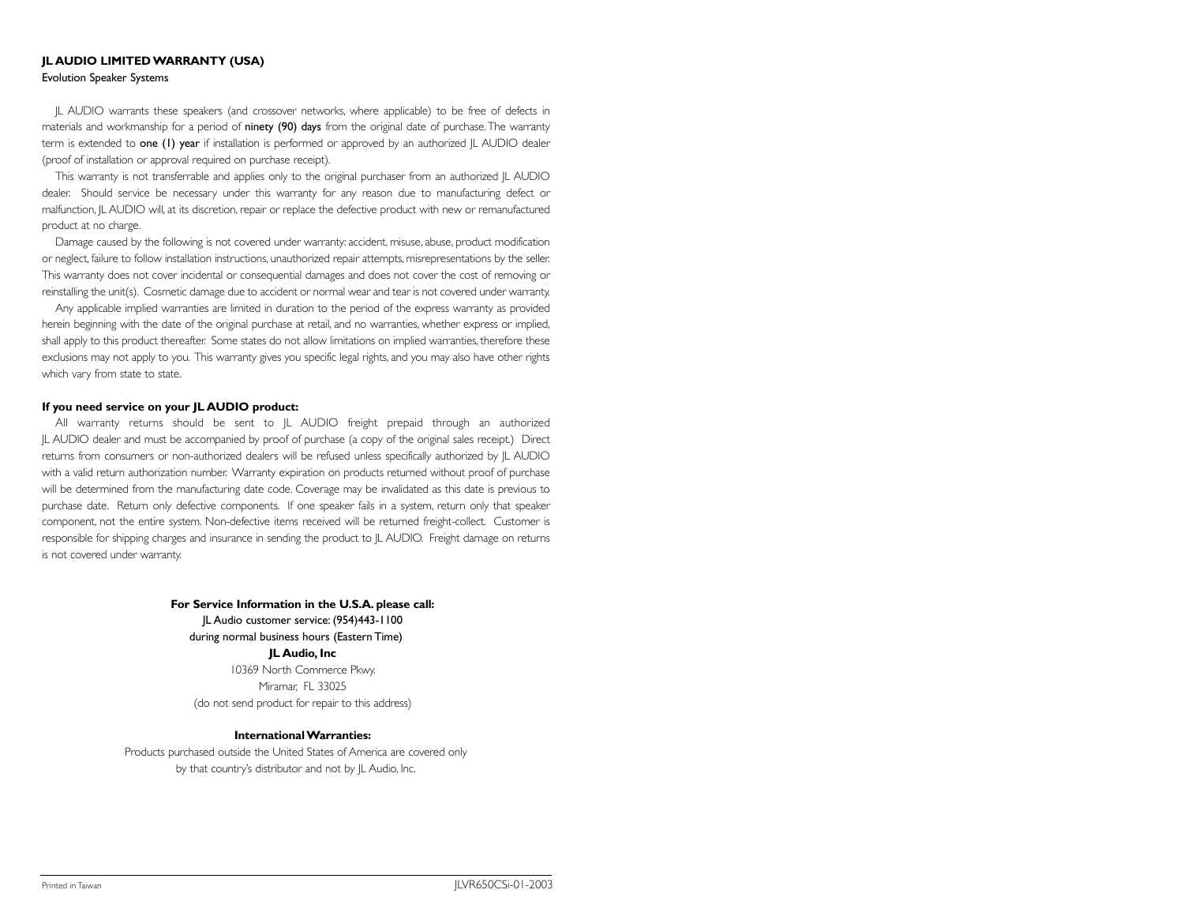## JL AUDIO LIMITED WARRANTY (USA)

Evolution Speaker Systems

JL AUDIO warrants these speakers (and crossover networks, where applicable) to be free of defects in materials and workmanship for a period of **ninety (90) days** from the original date of purchase. The warranty term is extended to **one (1) year** if installation is performed or approved by an authorized JL AUDIO dealer (proof of installation or approval required on purchase receipt).

This warranty is not transferrable and applies only to the original purchaser from an authorized JL AUDIO dealer. Should service be necessary under this warranty for any reason due to manufacturing defect or malfunction, JL AUDIO will, at its discretion, repair or replace the defective product with new or remanufactured product at no charge.

Damage caused by the following is not covered under warranty: accident, misuse, abuse, product modification or neglect, failure to follow installation instructions, unauthorized repair attempts, misrepresentations by the seller. This warranty does not cover incidental or consequential damages and does not cover the cost of removing or reinstalling the unit(s). Cosmetic damage due to accident or normal wear and tear is not covered under warranty.

Any applicable implied warranties are limited in duration to the period of the express warranty as provided herein beginning with the date of the original purchase at retail, and no warranties, whether express or implied, shall apply to this product thereafter. Some states do not allow limitations on implied warranties, therefore these exclusions may not apply to you. This warranty gives you specific legal rights, and you may also have other rights which vary from state to state.

**If you need service on your JL AUDIO product:**

All warranty returns should be sent to JL AUDIO freight prepaid through an authorized JL AUDIO dealer and must be accompanied by proof of purchase (a copy of the original sales receipt.) Direct returns from consumers or non-authorized dealers will be refused unless specifically authorized by JL AUDIO with a valid return authorization number. Warranty expiration on products returned without proof of purchase will be determined from the manufacturing date code. Coverage may be invalidated as this date is previous to purchase date. Return only defective components. If one speaker fails in a system, return only that speaker component, not the entire system. Non-defective items received will be returned freight-collect. Customer is responsible for shipping charges and insurance in sending the product to JL AUDIO. Freight damage on returns is not covered under warranty.

**For Service Information in the U.S.A. please call:**

JL Audio customer service: (954)443-1100
during normal business hours (Eastern Time)

**JL Audio, Inc**

10369 North Commerce Pkwy.
Miramar, FL 33025
(do not send product for repair to this address)

**International Warranties:**

Products purchased outside the United States of America are covered only by that country's distributor and not by JL Audio, Inc.

Printed in Taiwan

JLVR650CSi-01-2003